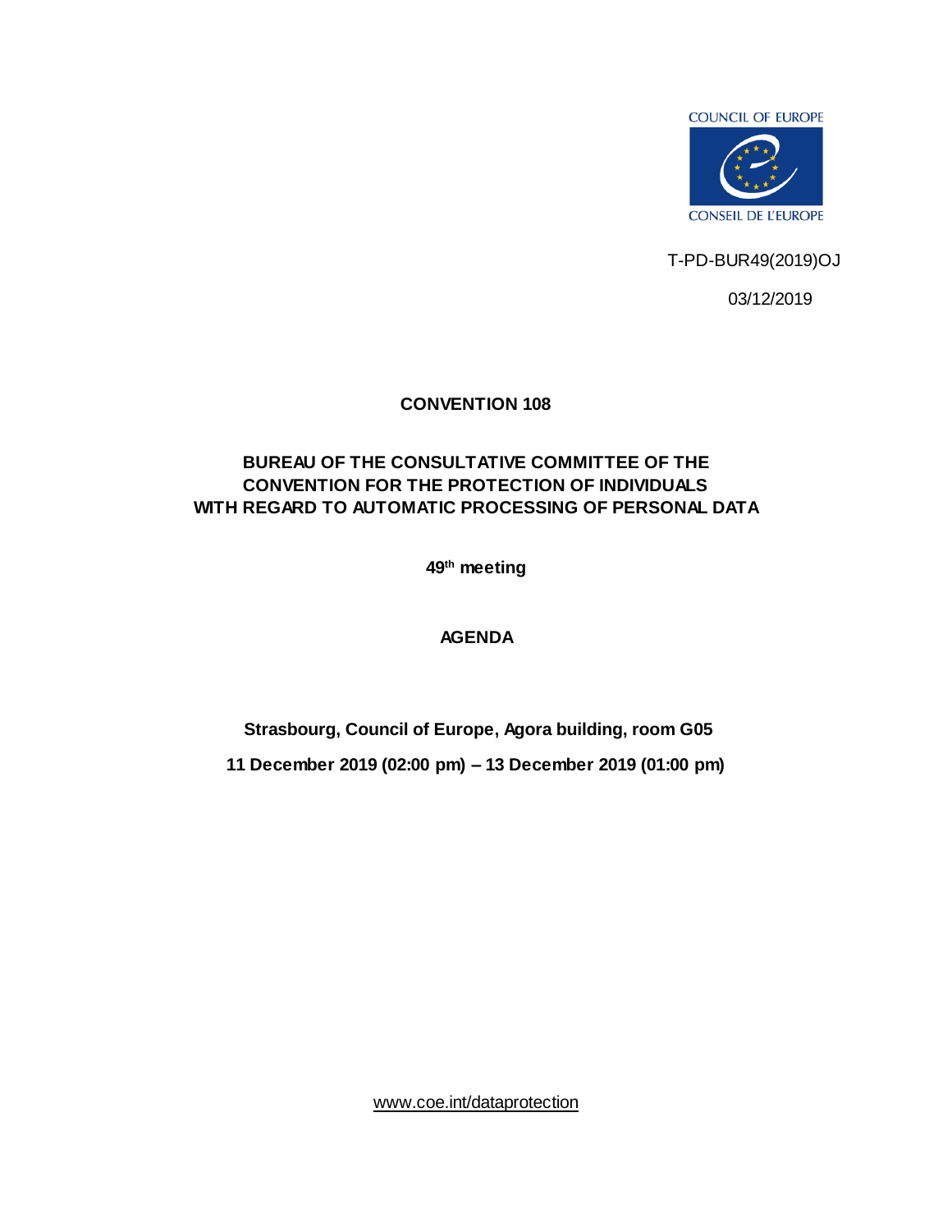COUNCIL OF EUROPE

CONSEIL DE L'EUROPE

T-PD-BUR49(2019)OJ

03/12/2019

**CONVENTION 108**

**BUREAU OF THE CONSULTATIVE COMMITTEE OF THE CONVENTION FOR THE PROTECTION OF INDIVIDUALS WITH REGARD TO AUTOMATIC PROCESSING OF PERSONAL DATA**

**49th meeting**

**AGENDA**

**Strasbourg, Council of Europe, Agora building, room G05**

**11 December 2019 (02:00 pm) – 13 December 2019 (01:00 pm)**

www.coe.int/dataprotection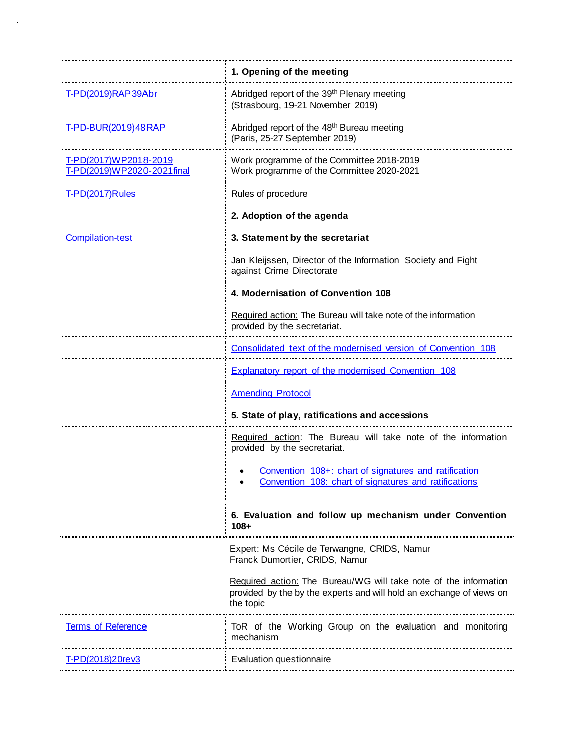| | |
|---|---|
| | **1. Opening of the meeting** |
| T-PD(2019)RAP39Abr | Abridged report of the 39th Plenary meeting (Strasbourg, 19-21 November 2019) |
| T-PD-BUR(2019)48RAP | Abridged report of the 48th Bureau meeting (Paris, 25-27 September 2019) |
| T-PD(2017)WP2018-2019<br>T-PD(2019)WP2020-2021final | Work programme of the Committee 2018-2019<br>Work programme of the Committee 2020-2021 |
| T-PD(2017)Rules | Rules of procedure |
| | **2. Adoption of the agenda** |
| Compilation-test | **3. Statement by the secretariat** |
| | Jan Kleijssen, Director of the Information Society and Fight against Crime Directorate |
| | **4. Modernisation of Convention 108** |
| | Required action: The Bureau will take note of the information provided by the secretariat. |
| | Consolidated text of the modernised version of Convention 108 |
| | Explanatory report of the modernised Convention 108 |
| | Amending Protocol |
| | **5. State of play, ratifications and accessions** |
| | Required action: The Bureau will take note of the information provided by the secretariat.<br>• Convention 108+: chart of signatures and ratification<br>• Convention 108: chart of signatures and ratifications |
| | **6. Evaluation and follow up mechanism under Convention 108+** |
| | Expert: Ms Cécile de Terwangne, CRIDS, Namur<br>Franck Dumortier, CRIDS, Namur<br><br>Required action: The Bureau/WG will take note of the information provided by the by the experts and will hold an exchange of views on the topic |
| Terms of Reference | ToR of the Working Group on the evaluation and monitoring mechanism |
| T-PD(2018)20rev3 | Evaluation questionnaire |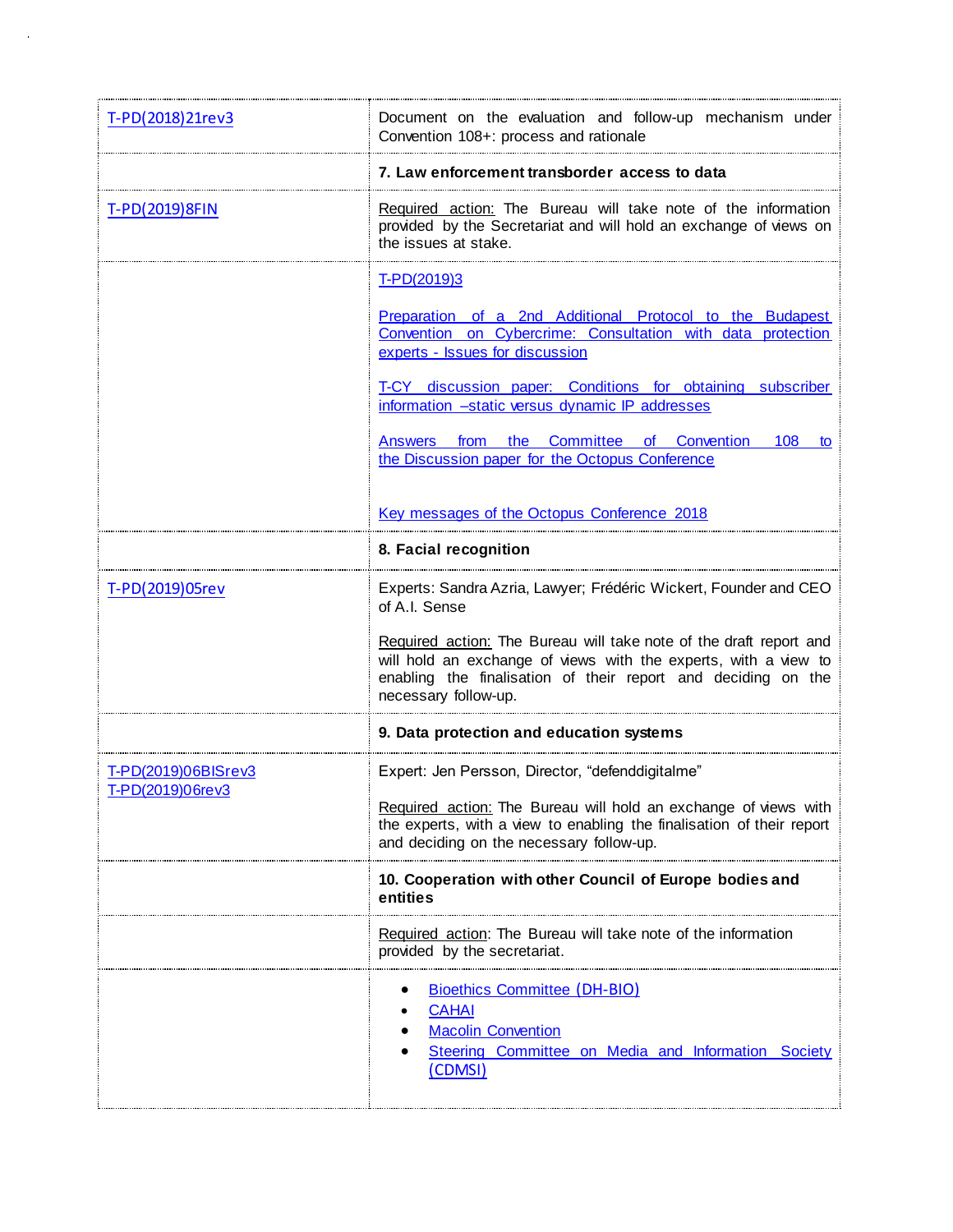| | |
|---|---|
| T-PD(2018)21rev3 | Document on the evaluation and follow-up mechanism under Convention 108+: process and rationale |
| | **7. Law enforcement transborder access to data** |
| T-PD(2019)8FIN | Required action: The Bureau will take note of the information provided by the Secretariat and will hold an exchange of views on the issues at stake. |
| | T-PD(2019)3<br><br>Preparation of a 2nd Additional Protocol to the Budapest Convention on Cybercrime: Consultation with data protection experts - Issues for discussion<br><br>T-CY discussion paper: Conditions for obtaining subscriber information –static versus dynamic IP addresses<br><br>Answers from the Committee of Convention 108 to the Discussion paper for the Octopus Conference<br><br>Key messages of the Octopus Conference 2018 |
| | **8. Facial recognition** |
| T-PD(2019)05rev | Experts: Sandra Azria, Lawyer; Frédéric Wickert, Founder and CEO of A.I. Sense<br><br>Required action: The Bureau will take note of the draft report and will hold an exchange of views with the experts, with a view to enabling the finalisation of their report and deciding on the necessary follow-up. |
| | **9. Data protection and education systems** |
| T-PD(2019)06BISrev3<br>T-PD(2019)06rev3 | Expert: Jen Persson, Director, "defenddigitalme"<br><br>Required action: The Bureau will hold an exchange of views with the experts, with a view to enabling the finalisation of their report and deciding on the necessary follow-up. |
| | **10. Cooperation with other Council of Europe bodies and entities** |
| | Required action: The Bureau will take note of the information provided by the secretariat. |
| | • Bioethics Committee (DH-BIO)<br>• CAHAI<br>• Macolin Convention<br>• Steering Committee on Media and Information Society (CDMSI) |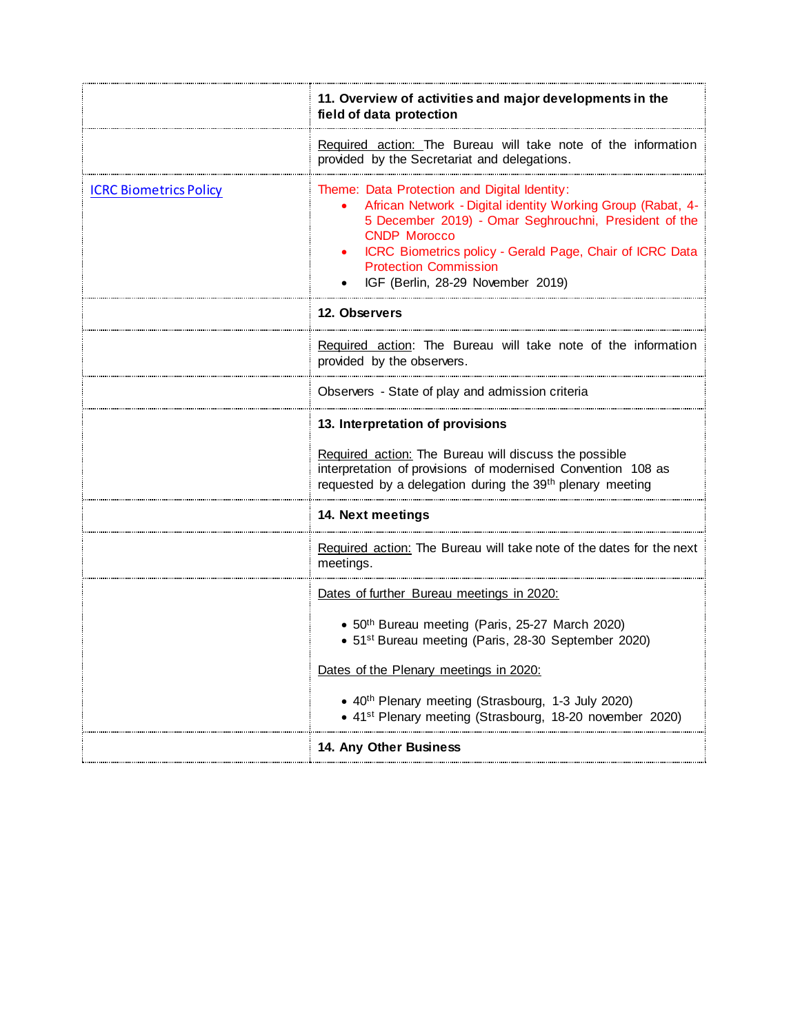| | |
|---|---|
| | **11. Overview of activities and major developments in the field of data protection** |
| | Required action: The Bureau will take note of the information provided by the Secretariat and delegations. |
| ICRC Biometrics Policy | Theme: Data Protection and Digital Identity:<br>• African Network - Digital identity Working Group (Rabat, 4-5 December 2019) - Omar Seghrouchni, President of the CNDP Morocco<br>• ICRC Biometrics policy - Gerald Page, Chair of ICRC Data Protection Commission<br>• IGF (Berlin, 28-29 November 2019) |
| | **12. Observers** |
| | Required action: The Bureau will take note of the information provided by the observers. |
| | Observers - State of play and admission criteria |
| | **13. Interpretation of provisions**<br><br>Required action: The Bureau will discuss the possible interpretation of provisions of modernised Convention 108 as requested by a delegation during the 39th plenary meeting |
| | **14. Next meetings** |
| | Required action: The Bureau will take note of the dates for the next meetings. |
| | Dates of further Bureau meetings in 2020:<br><br>• 50th Bureau meeting (Paris, 25-27 March 2020)<br>• 51st Bureau meeting (Paris, 28-30 September 2020)<br><br>Dates of the Plenary meetings in 2020:<br><br>• 40th Plenary meeting (Strasbourg, 1-3 July 2020)<br>• 41st Plenary meeting (Strasbourg, 18-20 november 2020) |
| | **14. Any Other Business** |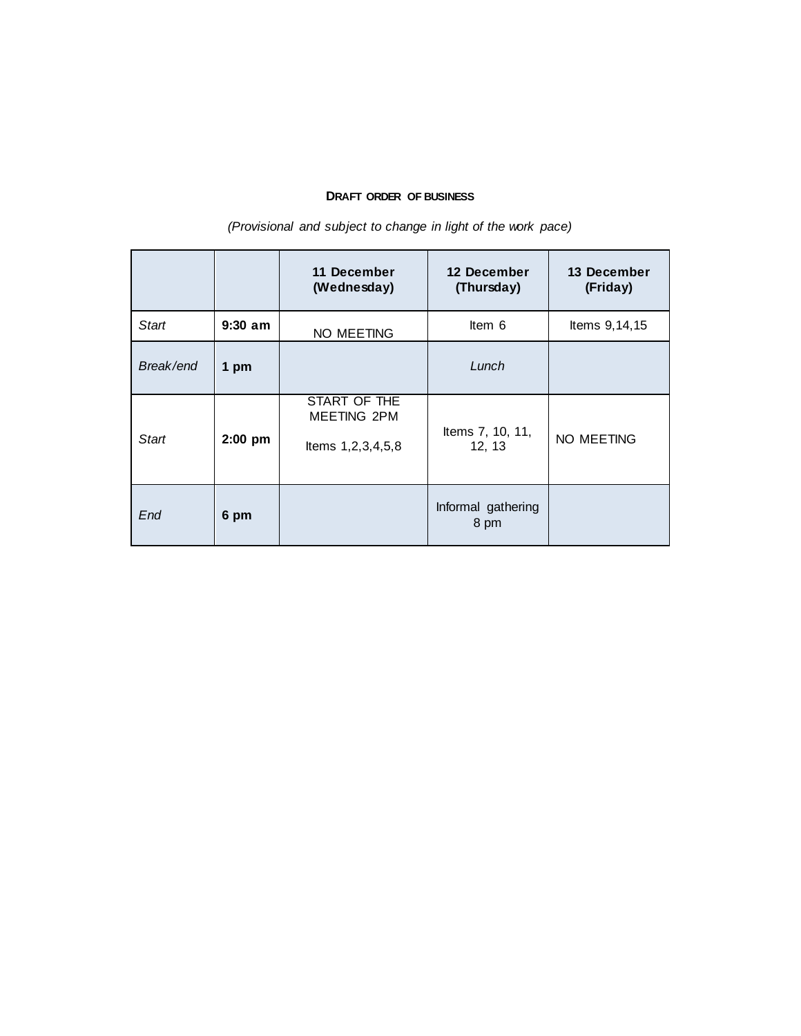**DRAFT ORDER OF BUSINESS**

*(Provisional and subject to change in light of the work pace)*

| | | **11 December (Wednesday)** | **12 December (Thursday)** | **13 December (Friday)** |
|---|---|---|---|---|
| *Start* | **9:30 am** | NO MEETING | Item 6 | Items 9,14,15 |
| *Break/end* | **1 pm** | | *Lunch* | |
| *Start* | **2:00 pm** | START OF THE MEETING 2PM<br><br>Items 1,2,3,4,5,8 | Items 7, 10, 11, 12, 13 | NO MEETING |
| *End* | **6 pm** | | Informal gathering 8 pm | |